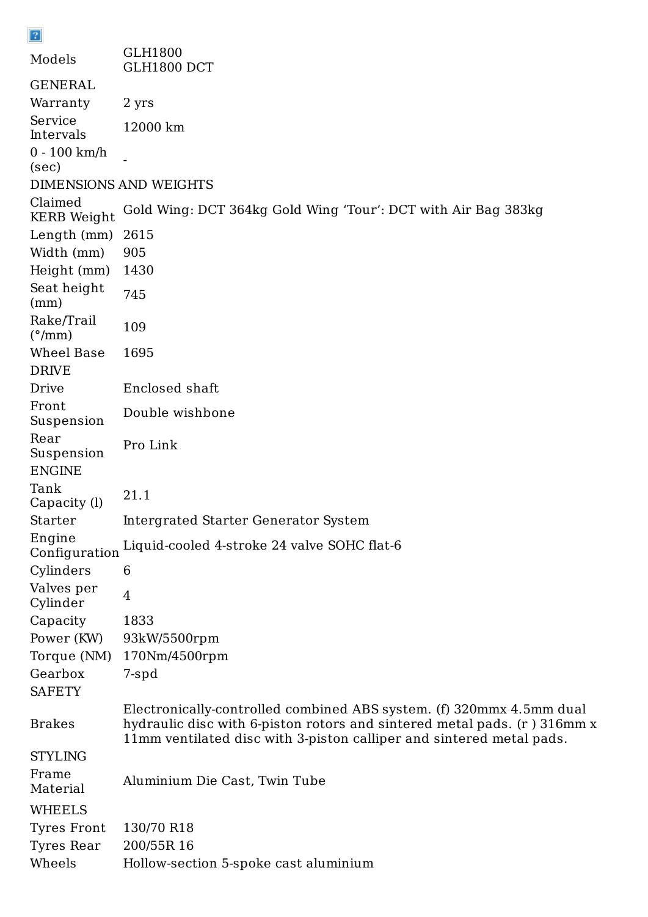| | |
|---|---|
| Models | GLH1800<br>GLH1800 DCT |
| **GENERAL** | |
| Warranty | 2 yrs |
| Service Intervals | 12000 km |
| 0 - 100 km/h (sec) | - |
| **DIMENSIONS AND WEIGHTS** | |
| Claimed KERB Weight | Gold Wing: DCT 364kg Gold Wing ‘Tour’: DCT with Air Bag 383kg |
| Length (mm) | 2615 |
| Width (mm) | 905 |
| Height (mm) | 1430 |
| Seat height (mm) | 745 |
| Rake/Trail (°/mm) | 109 |
| Wheel Base | 1695 |
| **DRIVE** | |
| Drive | Enclosed shaft |
| Front Suspension | Double wishbone |
| Rear Suspension | Pro Link |
| **ENGINE** | |
| Tank Capacity (l) | 21.1 |
| Starter | Intergrated Starter Generator System |
| Engine Configuration | Liquid-cooled 4-stroke 24 valve SOHC flat-6 |
| Cylinders | 6 |
| Valves per Cylinder | 4 |
| Capacity | 1833 |
| Power (KW) | 93kW/5500rpm |
| Torque (NM) | 170Nm/4500rpm |
| Gearbox | 7-spd |
| **SAFETY** | |
| Brakes | Electronically-controlled combined ABS system. (f) 320mmx 4.5mm dual hydraulic disc with 6-piston rotors and sintered metal pads. (r ) 316mm x 11mm ventilated disc with 3-piston calliper and sintered metal pads. |
| **STYLING** | |
| Frame Material | Aluminium Die Cast, Twin Tube |
| **WHEELS** | |
| Tyres Front | 130/70 R18 |
| Tyres Rear | 200/55R 16 |
| Wheels | Hollow-section 5-spoke cast aluminium |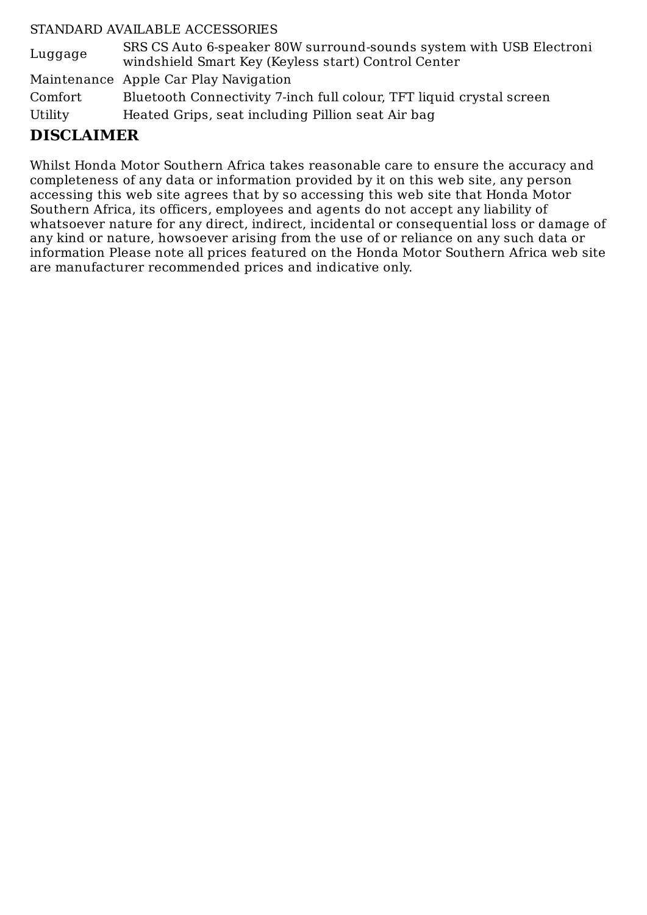STANDARD AVAILABLE ACCESSORIES

| | |
|---|---|
| Luggage | SRS CS Auto 6-speaker 80W surround-sounds system with USB Electroni windshield Smart Key (Keyless start) Control Center |
| Maintenance | Apple Car Play Navigation |
| Comfort | Bluetooth Connectivity 7-inch full colour, TFT liquid crystal screen |
| Utility | Heated Grips, seat including Pillion seat Air bag |

## DISCLAIMER

Whilst Honda Motor Southern Africa takes reasonable care to ensure the accuracy and completeness of any data or information provided by it on this web site, any person accessing this web site agrees that by so accessing this web site that Honda Motor Southern Africa, its officers, employees and agents do not accept any liability of whatsoever nature for any direct, indirect, incidental or consequential loss or damage of any kind or nature, howsoever arising from the use of or reliance on any such data or information Please note all prices featured on the Honda Motor Southern Africa web site are manufacturer recommended prices and indicative only.